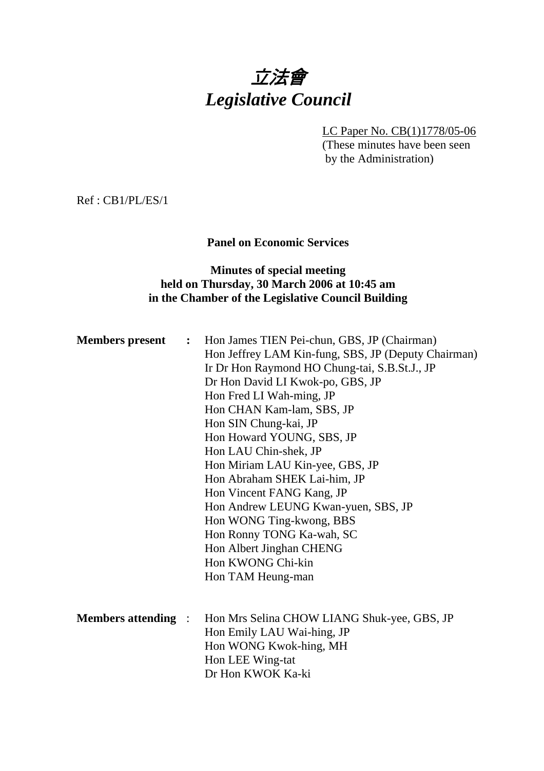# 立法會
# *Legislative Council*

LC Paper No. CB(1)1778/05-06
(These minutes have been seen by the Administration)

Ref : CB1/PL/ES/1

**Panel on Economic Services**

**Minutes of special meeting held on Thursday, 30 March 2006 at 10:45 am in the Chamber of the Legislative Council Building**

**Members present :**

Hon James TIEN Pei-chun, GBS, JP (Chairman)
Hon Jeffrey LAM Kin-fung, SBS, JP (Deputy Chairman)
Ir Dr Hon Raymond HO Chung-tai, S.B.St.J., JP
Dr Hon David LI Kwok-po, GBS, JP
Hon Fred LI Wah-ming, JP
Hon CHAN Kam-lam, SBS, JP
Hon SIN Chung-kai, JP
Hon Howard YOUNG, SBS, JP
Hon LAU Chin-shek, JP
Hon Miriam LAU Kin-yee, GBS, JP
Hon Abraham SHEK Lai-him, JP
Hon Vincent FANG Kang, JP
Hon Andrew LEUNG Kwan-yuen, SBS, JP
Hon WONG Ting-kwong, BBS
Hon Ronny TONG Ka-wah, SC
Hon Albert Jinghan CHENG
Hon KWONG Chi-kin
Hon TAM Heung-man

**Members attending :**

Hon Mrs Selina CHOW LIANG Shuk-yee, GBS, JP
Hon Emily LAU Wai-hing, JP
Hon WONG Kwok-hing, MH
Hon LEE Wing-tat
Dr Hon KWOK Ka-ki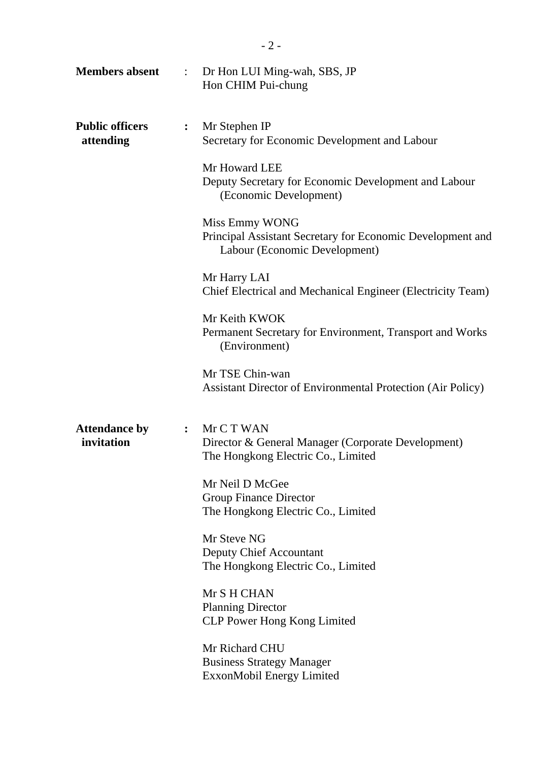**Members absent** : Dr Hon LUI Ming-wah, SBS, JP
Hon CHIM Pui-chung

**Public officers attending** : Mr Stephen IP
Secretary for Economic Development and Labour

Mr Howard LEE
Deputy Secretary for Economic Development and Labour (Economic Development)

Miss Emmy WONG
Principal Assistant Secretary for Economic Development and Labour (Economic Development)

Mr Harry LAI
Chief Electrical and Mechanical Engineer (Electricity Team)

Mr Keith KWOK
Permanent Secretary for Environment, Transport and Works (Environment)

Mr TSE Chin-wan
Assistant Director of Environmental Protection (Air Policy)

**Attendance by invitation** : Mr C T WAN
Director & General Manager (Corporate Development)
The Hongkong Electric Co., Limited

Mr Neil D McGee
Group Finance Director
The Hongkong Electric Co., Limited

Mr Steve NG
Deputy Chief Accountant
The Hongkong Electric Co., Limited

Mr S H CHAN
Planning Director
CLP Power Hong Kong Limited

Mr Richard CHU
Business Strategy Manager
ExxonMobil Energy Limited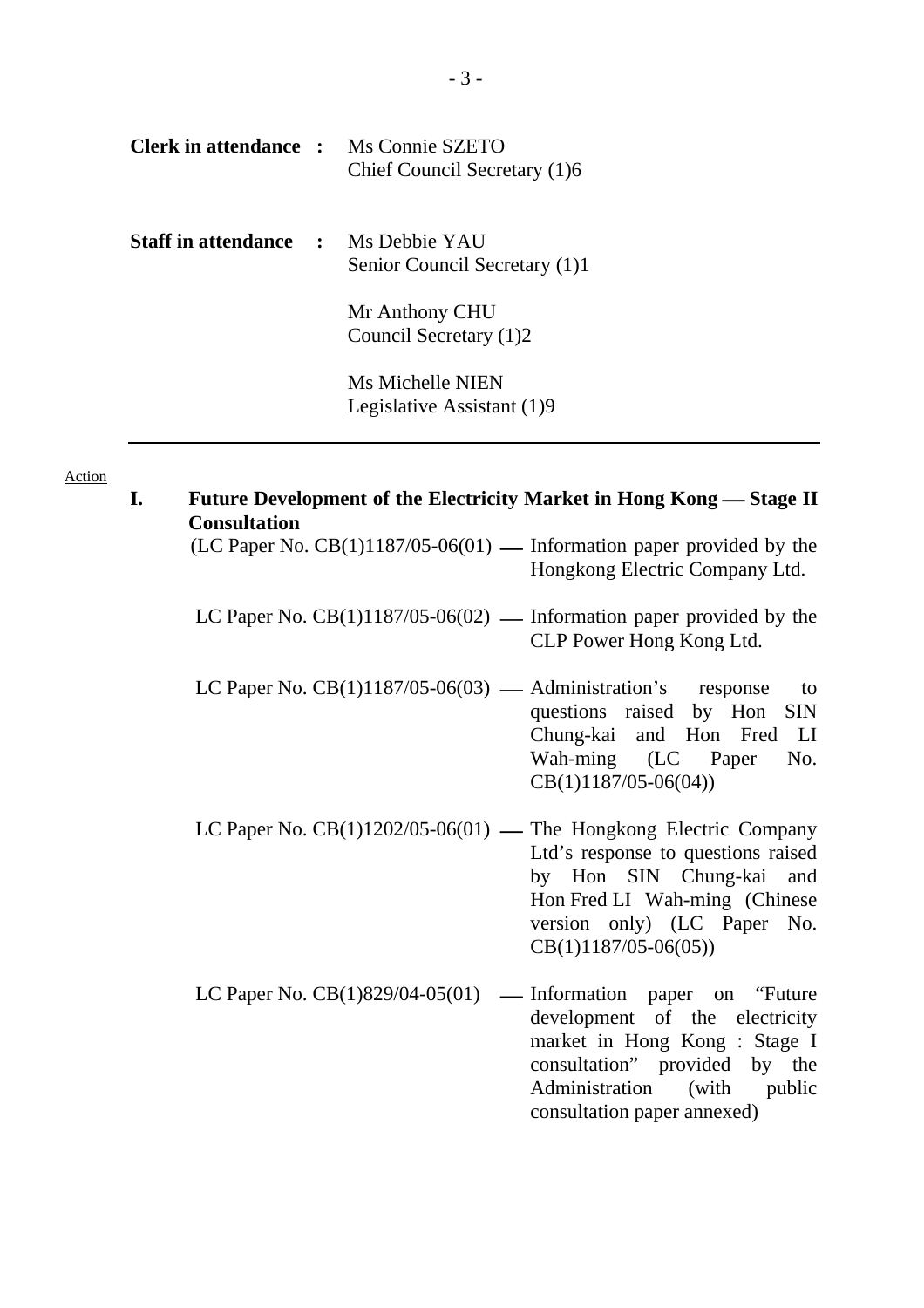**Clerk in attendance :** Ms Connie SZETO
Chief Council Secretary (1)6

**Staff in attendance :** Ms Debbie YAU
Senior Council Secretary (1)1

Mr Anthony CHU
Council Secretary (1)2

Ms Michelle NIEN
Legislative Assistant (1)9

---

Action

**I. Future Development of the Electricity Market in Hong Kong — Stage II Consultation**

(LC Paper No. CB(1)1187/05-06(01) — Information paper provided by the Hongkong Electric Company Ltd.

LC Paper No. CB(1)1187/05-06(02) — Information paper provided by the CLP Power Hong Kong Ltd.

LC Paper No. CB(1)1187/05-06(03) — Administration's response to questions raised by Hon SIN Chung-kai and Hon Fred LI Wah-ming (LC Paper No. CB(1)1187/05-06(04))

LC Paper No. CB(1)1202/05-06(01) — The Hongkong Electric Company Ltd's response to questions raised by Hon SIN Chung-kai and Hon Fred LI Wah-ming (Chinese version only) (LC Paper No. CB(1)1187/05-06(05))

LC Paper No. CB(1)829/04-05(01) — Information paper on "Future development of the electricity market in Hong Kong : Stage I consultation" provided by the Administration (with public consultation paper annexed)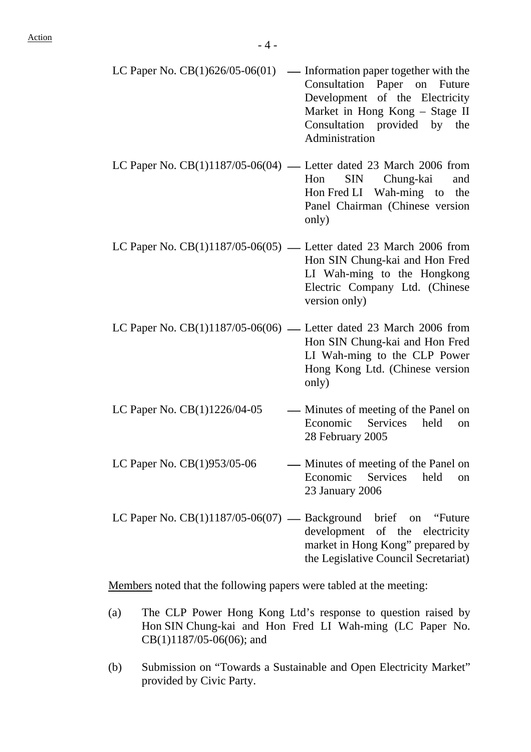Action

| | |
|---|---|
| LC Paper No. CB(1)626/05-06(01) | — Information paper together with the Consultation Paper on Future Development of the Electricity Market in Hong Kong – Stage II Consultation provided by the Administration |
| LC Paper No. CB(1)1187/05-06(04) | — Letter dated 23 March 2006 from Hon SIN Chung-kai and Hon Fred LI Wah-ming to the Panel Chairman (Chinese version only) |
| LC Paper No. CB(1)1187/05-06(05) | — Letter dated 23 March 2006 from Hon SIN Chung-kai and Hon Fred LI Wah-ming to the Hongkong Electric Company Ltd. (Chinese version only) |
| LC Paper No. CB(1)1187/05-06(06) | — Letter dated 23 March 2006 from Hon SIN Chung-kai and Hon Fred LI Wah-ming to the CLP Power Hong Kong Ltd. (Chinese version only) |
| LC Paper No. CB(1)1226/04-05 | — Minutes of meeting of the Panel on Economic Services held on 28 February 2005 |
| LC Paper No. CB(1)953/05-06 | — Minutes of meeting of the Panel on Economic Services held on 23 January 2006 |
| LC Paper No. CB(1)1187/05-06(07) | — Background brief on "Future development of the electricity market in Hong Kong" prepared by the Legislative Council Secretariat) |

Members noted that the following papers were tabled at the meeting:

(a) The CLP Power Hong Kong Ltd's response to question raised by Hon SIN Chung-kai and Hon Fred LI Wah-ming (LC Paper No. CB(1)1187/05-06(06); and

(b) Submission on "Towards a Sustainable and Open Electricity Market" provided by Civic Party.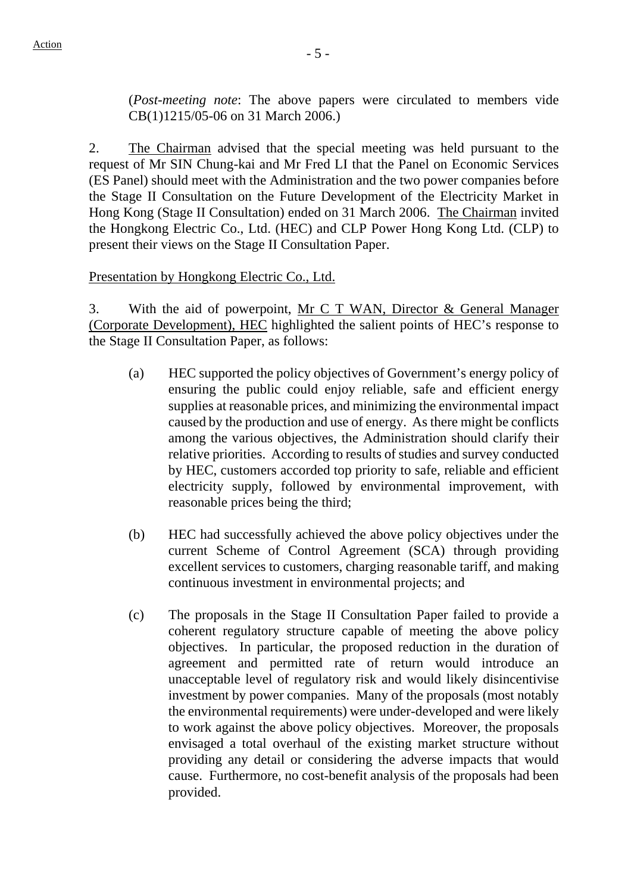(*Post-meeting note*: The above papers were circulated to members vide CB(1)1215/05-06 on 31 March 2006.)

2. The Chairman advised that the special meeting was held pursuant to the request of Mr SIN Chung-kai and Mr Fred LI that the Panel on Economic Services (ES Panel) should meet with the Administration and the two power companies before the Stage II Consultation on the Future Development of the Electricity Market in Hong Kong (Stage II Consultation) ended on 31 March 2006. The Chairman invited the Hongkong Electric Co., Ltd. (HEC) and CLP Power Hong Kong Ltd. (CLP) to present their views on the Stage II Consultation Paper.

Presentation by Hongkong Electric Co., Ltd.

3. With the aid of powerpoint, Mr C T WAN, Director & General Manager (Corporate Development), HEC highlighted the salient points of HEC's response to the Stage II Consultation Paper, as follows:

(a) HEC supported the policy objectives of Government's energy policy of ensuring the public could enjoy reliable, safe and efficient energy supplies at reasonable prices, and minimizing the environmental impact caused by the production and use of energy. As there might be conflicts among the various objectives, the Administration should clarify their relative priorities. According to results of studies and survey conducted by HEC, customers accorded top priority to safe, reliable and efficient electricity supply, followed by environmental improvement, with reasonable prices being the third;

(b) HEC had successfully achieved the above policy objectives under the current Scheme of Control Agreement (SCA) through providing excellent services to customers, charging reasonable tariff, and making continuous investment in environmental projects; and

(c) The proposals in the Stage II Consultation Paper failed to provide a coherent regulatory structure capable of meeting the above policy objectives. In particular, the proposed reduction in the duration of agreement and permitted rate of return would introduce an unacceptable level of regulatory risk and would likely disincentivise investment by power companies. Many of the proposals (most notably the environmental requirements) were under-developed and were likely to work against the above policy objectives. Moreover, the proposals envisaged a total overhaul of the existing market structure without providing any detail or considering the adverse impacts that would cause. Furthermore, no cost-benefit analysis of the proposals had been provided.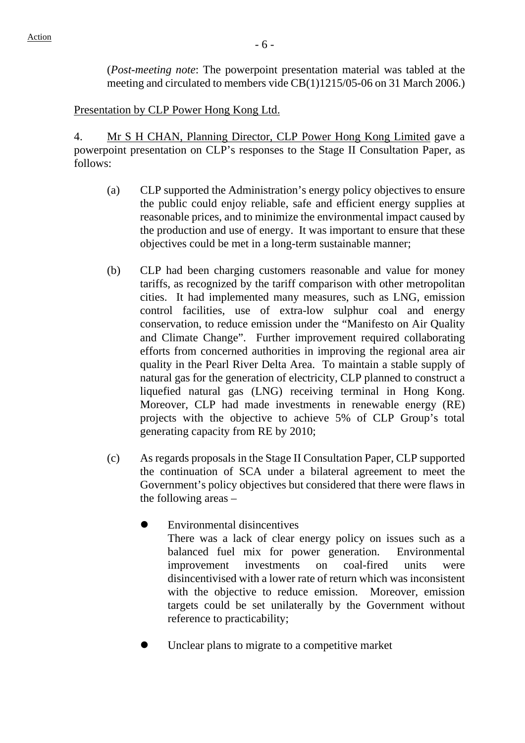(*Post-meeting note*: The powerpoint presentation material was tabled at the meeting and circulated to members vide CB(1)1215/05-06 on 31 March 2006.)

Presentation by CLP Power Hong Kong Ltd.

4. Mr S H CHAN, Planning Director, CLP Power Hong Kong Limited gave a powerpoint presentation on CLP's responses to the Stage II Consultation Paper, as follows:

(a) CLP supported the Administration's energy policy objectives to ensure the public could enjoy reliable, safe and efficient energy supplies at reasonable prices, and to minimize the environmental impact caused by the production and use of energy. It was important to ensure that these objectives could be met in a long-term sustainable manner;

(b) CLP had been charging customers reasonable and value for money tariffs, as recognized by the tariff comparison with other metropolitan cities. It had implemented many measures, such as LNG, emission control facilities, use of extra-low sulphur coal and energy conservation, to reduce emission under the "Manifesto on Air Quality and Climate Change". Further improvement required collaborating efforts from concerned authorities in improving the regional area air quality in the Pearl River Delta Area. To maintain a stable supply of natural gas for the generation of electricity, CLP planned to construct a liquefied natural gas (LNG) receiving terminal in Hong Kong. Moreover, CLP had made investments in renewable energy (RE) projects with the objective to achieve 5% of CLP Group's total generating capacity from RE by 2010;

(c) As regards proposals in the Stage II Consultation Paper, CLP supported the continuation of SCA under a bilateral agreement to meet the Government's policy objectives but considered that there were flaws in the following areas –

- Environmental disincentives
  There was a lack of clear energy policy on issues such as a balanced fuel mix for power generation. Environmental improvement investments on coal-fired units were disincentivised with a lower rate of return which was inconsistent with the objective to reduce emission. Moreover, emission targets could be set unilaterally by the Government without reference to practicability;

- Unclear plans to migrate to a competitive market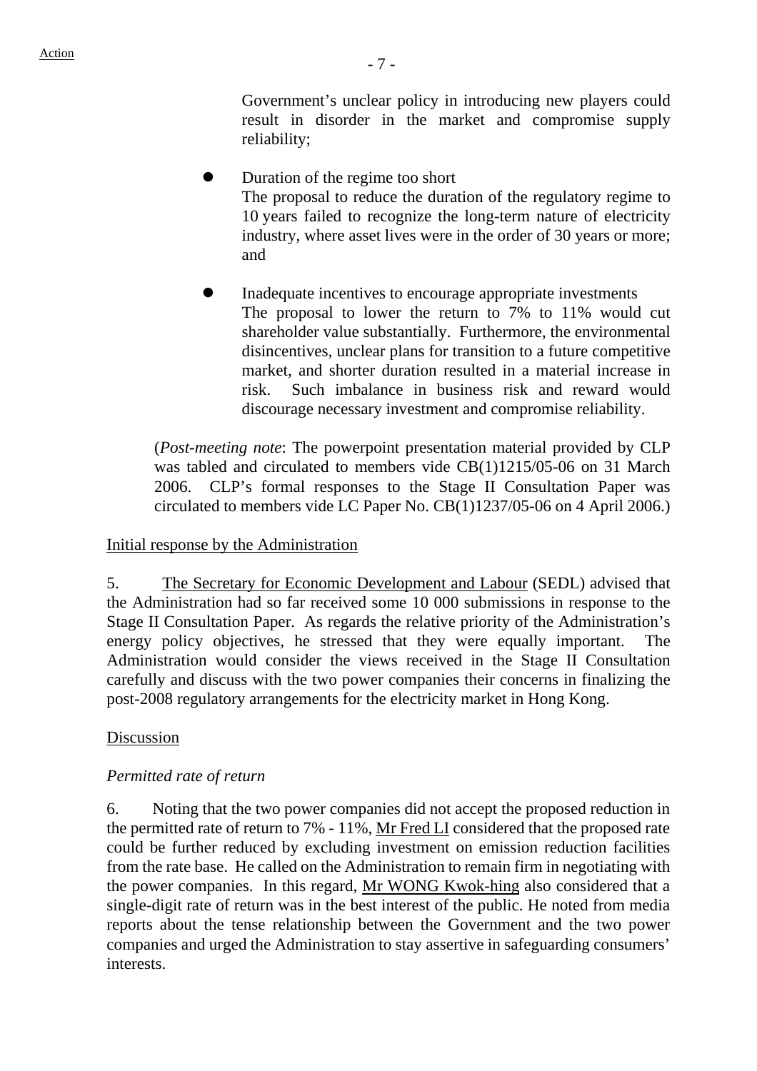Government's unclear policy in introducing new players could result in disorder in the market and compromise supply reliability;

- Duration of the regime too short
  The proposal to reduce the duration of the regulatory regime to 10 years failed to recognize the long-term nature of electricity industry, where asset lives were in the order of 30 years or more; and

- Inadequate incentives to encourage appropriate investments
  The proposal to lower the return to 7% to 11% would cut shareholder value substantially. Furthermore, the environmental disincentives, unclear plans for transition to a future competitive market, and shorter duration resulted in a material increase in risk. Such imbalance in business risk and reward would discourage necessary investment and compromise reliability.

(*Post-meeting note*: The powerpoint presentation material provided by CLP was tabled and circulated to members vide CB(1)1215/05-06 on 31 March 2006. CLP's formal responses to the Stage II Consultation Paper was circulated to members vide LC Paper No. CB(1)1237/05-06 on 4 April 2006.)

Initial response by the Administration

5. The Secretary for Economic Development and Labour (SEDL) advised that the Administration had so far received some 10 000 submissions in response to the Stage II Consultation Paper. As regards the relative priority of the Administration's energy policy objectives, he stressed that they were equally important. The Administration would consider the views received in the Stage II Consultation carefully and discuss with the two power companies their concerns in finalizing the post-2008 regulatory arrangements for the electricity market in Hong Kong.

Discussion

*Permitted rate of return*

6. Noting that the two power companies did not accept the proposed reduction in the permitted rate of return to 7% - 11%, Mr Fred LI considered that the proposed rate could be further reduced by excluding investment on emission reduction facilities from the rate base. He called on the Administration to remain firm in negotiating with the power companies. In this regard, Mr WONG Kwok-hing also considered that a single-digit rate of return was in the best interest of the public. He noted from media reports about the tense relationship between the Government and the two power companies and urged the Administration to stay assertive in safeguarding consumers' interests.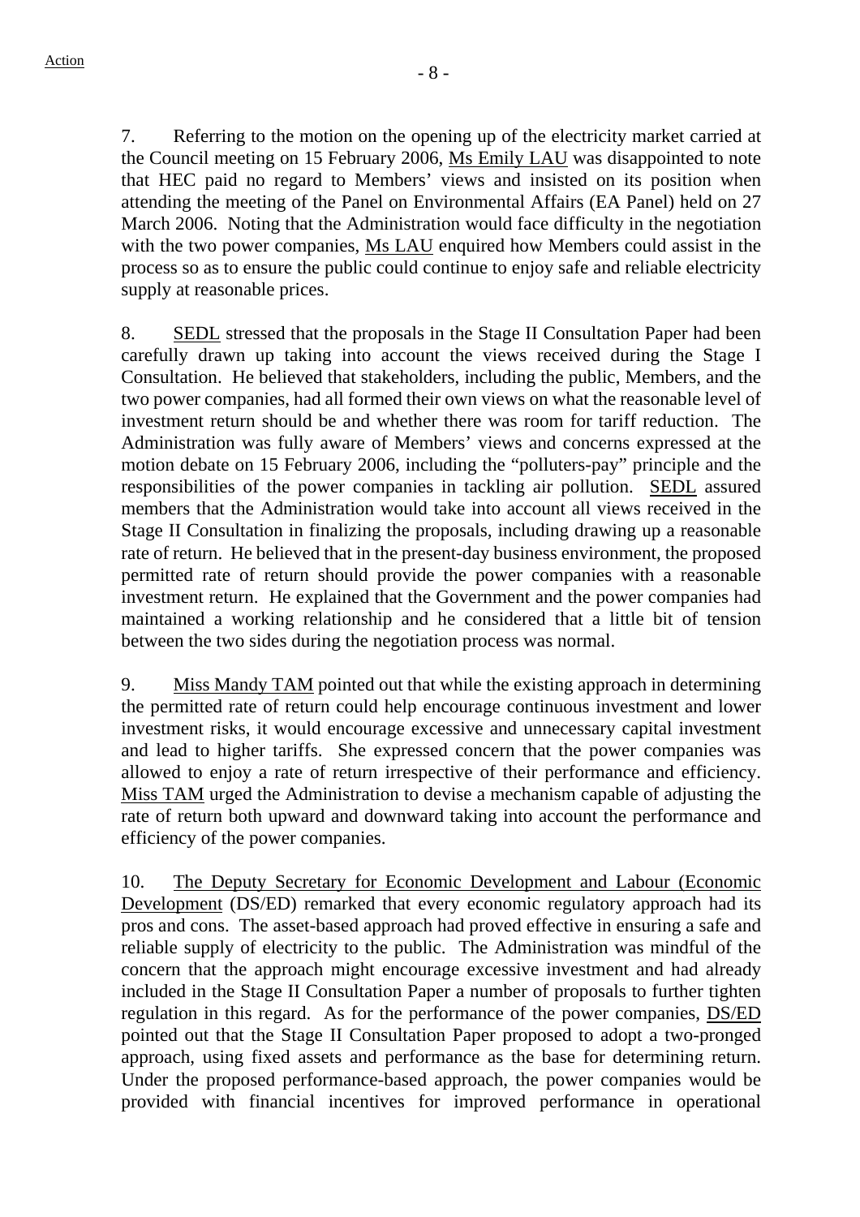7. Referring to the motion on the opening up of the electricity market carried at the Council meeting on 15 February 2006, Ms Emily LAU was disappointed to note that HEC paid no regard to Members' views and insisted on its position when attending the meeting of the Panel on Environmental Affairs (EA Panel) held on 27 March 2006. Noting that the Administration would face difficulty in the negotiation with the two power companies, Ms LAU enquired how Members could assist in the process so as to ensure the public could continue to enjoy safe and reliable electricity supply at reasonable prices.

8. SEDL stressed that the proposals in the Stage II Consultation Paper had been carefully drawn up taking into account the views received during the Stage I Consultation. He believed that stakeholders, including the public, Members, and the two power companies, had all formed their own views on what the reasonable level of investment return should be and whether there was room for tariff reduction. The Administration was fully aware of Members' views and concerns expressed at the motion debate on 15 February 2006, including the "polluters-pay" principle and the responsibilities of the power companies in tackling air pollution. SEDL assured members that the Administration would take into account all views received in the Stage II Consultation in finalizing the proposals, including drawing up a reasonable rate of return. He believed that in the present-day business environment, the proposed permitted rate of return should provide the power companies with a reasonable investment return. He explained that the Government and the power companies had maintained a working relationship and he considered that a little bit of tension between the two sides during the negotiation process was normal.

9. Miss Mandy TAM pointed out that while the existing approach in determining the permitted rate of return could help encourage continuous investment and lower investment risks, it would encourage excessive and unnecessary capital investment and lead to higher tariffs. She expressed concern that the power companies was allowed to enjoy a rate of return irrespective of their performance and efficiency. Miss TAM urged the Administration to devise a mechanism capable of adjusting the rate of return both upward and downward taking into account the performance and efficiency of the power companies.

10. The Deputy Secretary for Economic Development and Labour (Economic Development (DS/ED) remarked that every economic regulatory approach had its pros and cons. The asset-based approach had proved effective in ensuring a safe and reliable supply of electricity to the public. The Administration was mindful of the concern that the approach might encourage excessive investment and had already included in the Stage II Consultation Paper a number of proposals to further tighten regulation in this regard. As for the performance of the power companies, DS/ED pointed out that the Stage II Consultation Paper proposed to adopt a two-pronged approach, using fixed assets and performance as the base for determining return. Under the proposed performance-based approach, the power companies would be provided with financial incentives for improved performance in operational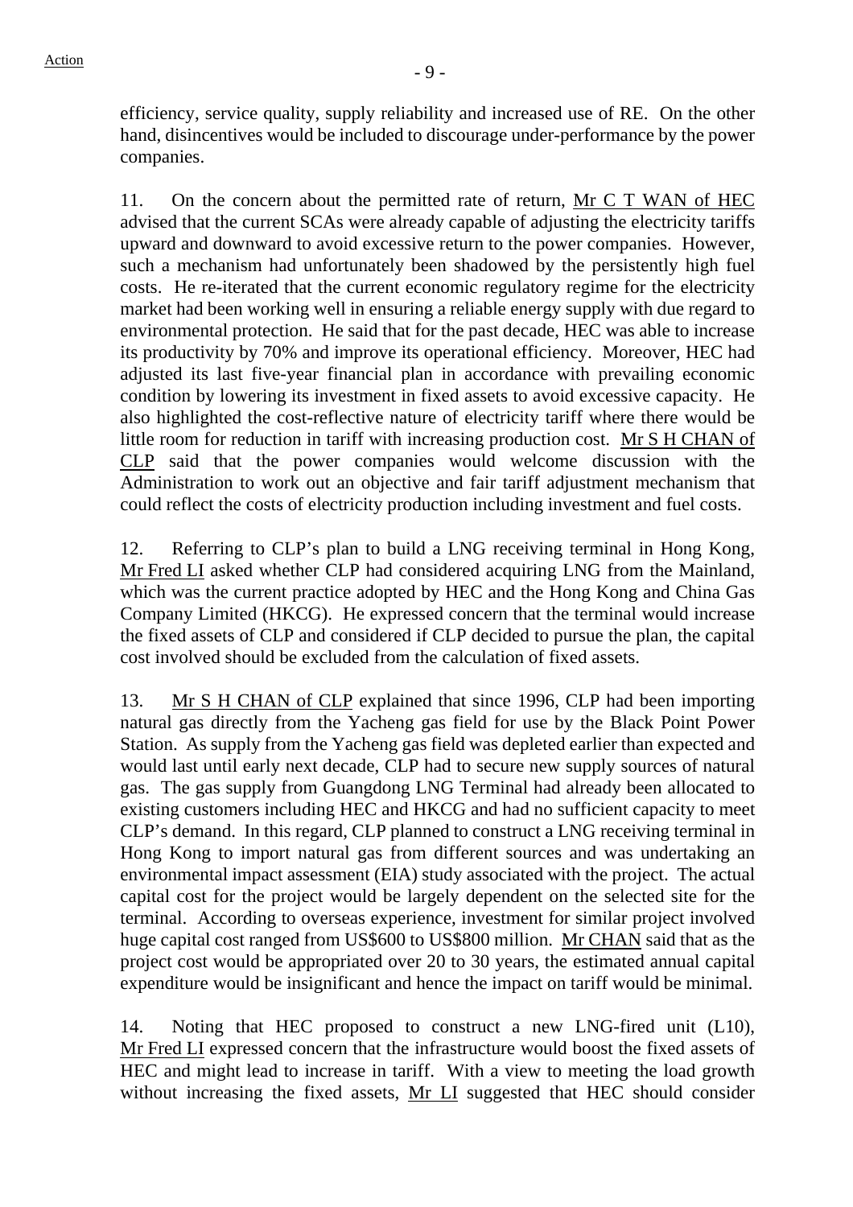efficiency, service quality, supply reliability and increased use of RE. On the other hand, disincentives would be included to discourage under-performance by the power companies.

11. On the concern about the permitted rate of return, Mr C T WAN of HEC advised that the current SCAs were already capable of adjusting the electricity tariffs upward and downward to avoid excessive return to the power companies. However, such a mechanism had unfortunately been shadowed by the persistently high fuel costs. He re-iterated that the current economic regulatory regime for the electricity market had been working well in ensuring a reliable energy supply with due regard to environmental protection. He said that for the past decade, HEC was able to increase its productivity by 70% and improve its operational efficiency. Moreover, HEC had adjusted its last five-year financial plan in accordance with prevailing economic condition by lowering its investment in fixed assets to avoid excessive capacity. He also highlighted the cost-reflective nature of electricity tariff where there would be little room for reduction in tariff with increasing production cost. Mr S H CHAN of CLP said that the power companies would welcome discussion with the Administration to work out an objective and fair tariff adjustment mechanism that could reflect the costs of electricity production including investment and fuel costs.

12. Referring to CLP's plan to build a LNG receiving terminal in Hong Kong, Mr Fred LI asked whether CLP had considered acquiring LNG from the Mainland, which was the current practice adopted by HEC and the Hong Kong and China Gas Company Limited (HKCG). He expressed concern that the terminal would increase the fixed assets of CLP and considered if CLP decided to pursue the plan, the capital cost involved should be excluded from the calculation of fixed assets.

13. Mr S H CHAN of CLP explained that since 1996, CLP had been importing natural gas directly from the Yacheng gas field for use by the Black Point Power Station. As supply from the Yacheng gas field was depleted earlier than expected and would last until early next decade, CLP had to secure new supply sources of natural gas. The gas supply from Guangdong LNG Terminal had already been allocated to existing customers including HEC and HKCG and had no sufficient capacity to meet CLP's demand. In this regard, CLP planned to construct a LNG receiving terminal in Hong Kong to import natural gas from different sources and was undertaking an environmental impact assessment (EIA) study associated with the project. The actual capital cost for the project would be largely dependent on the selected site for the terminal. According to overseas experience, investment for similar project involved huge capital cost ranged from US$600 to US$800 million. Mr CHAN said that as the project cost would be appropriated over 20 to 30 years, the estimated annual capital expenditure would be insignificant and hence the impact on tariff would be minimal.

14. Noting that HEC proposed to construct a new LNG-fired unit (L10), Mr Fred LI expressed concern that the infrastructure would boost the fixed assets of HEC and might lead to increase in tariff. With a view to meeting the load growth without increasing the fixed assets, Mr LI suggested that HEC should consider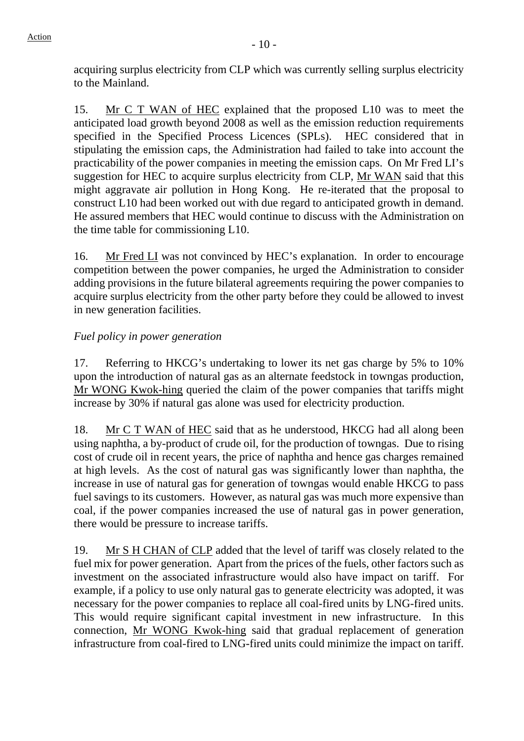acquiring surplus electricity from CLP which was currently selling surplus electricity to the Mainland.

15. Mr C T WAN of HEC explained that the proposed L10 was to meet the anticipated load growth beyond 2008 as well as the emission reduction requirements specified in the Specified Process Licences (SPLs). HEC considered that in stipulating the emission caps, the Administration had failed to take into account the practicability of the power companies in meeting the emission caps. On Mr Fred LI's suggestion for HEC to acquire surplus electricity from CLP, Mr WAN said that this might aggravate air pollution in Hong Kong. He re-iterated that the proposal to construct L10 had been worked out with due regard to anticipated growth in demand. He assured members that HEC would continue to discuss with the Administration on the time table for commissioning L10.

16. Mr Fred LI was not convinced by HEC's explanation. In order to encourage competition between the power companies, he urged the Administration to consider adding provisions in the future bilateral agreements requiring the power companies to acquire surplus electricity from the other party before they could be allowed to invest in new generation facilities.

*Fuel policy in power generation*

17. Referring to HKCG's undertaking to lower its net gas charge by 5% to 10% upon the introduction of natural gas as an alternate feedstock in towngas production, Mr WONG Kwok-hing queried the claim of the power companies that tariffs might increase by 30% if natural gas alone was used for electricity production.

18. Mr C T WAN of HEC said that as he understood, HKCG had all along been using naphtha, a by-product of crude oil, for the production of towngas. Due to rising cost of crude oil in recent years, the price of naphtha and hence gas charges remained at high levels. As the cost of natural gas was significantly lower than naphtha, the increase in use of natural gas for generation of towngas would enable HKCG to pass fuel savings to its customers. However, as natural gas was much more expensive than coal, if the power companies increased the use of natural gas in power generation, there would be pressure to increase tariffs.

19. Mr S H CHAN of CLP added that the level of tariff was closely related to the fuel mix for power generation. Apart from the prices of the fuels, other factors such as investment on the associated infrastructure would also have impact on tariff. For example, if a policy to use only natural gas to generate electricity was adopted, it was necessary for the power companies to replace all coal-fired units by LNG-fired units. This would require significant capital investment in new infrastructure. In this connection, Mr WONG Kwok-hing said that gradual replacement of generation infrastructure from coal-fired to LNG-fired units could minimize the impact on tariff.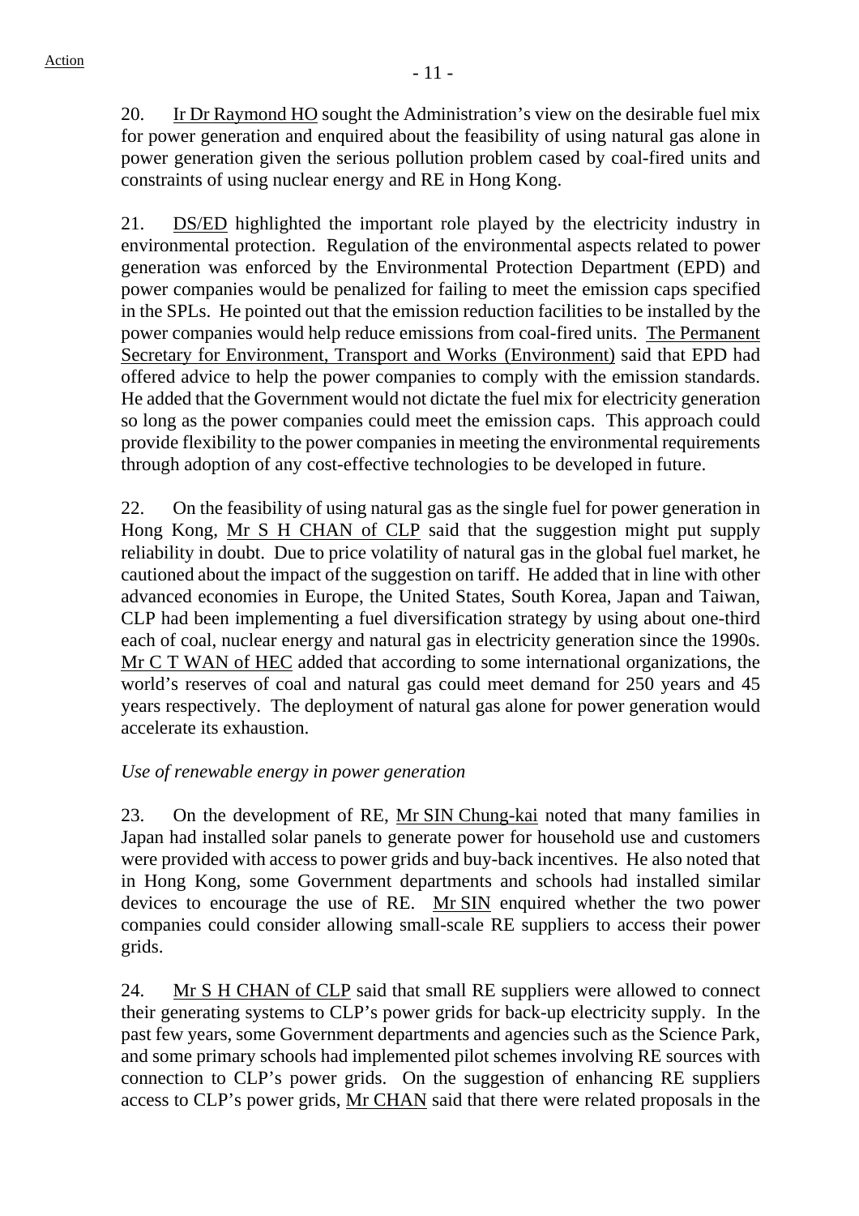20. Ir Dr Raymond HO sought the Administration's view on the desirable fuel mix for power generation and enquired about the feasibility of using natural gas alone in power generation given the serious pollution problem cased by coal-fired units and constraints of using nuclear energy and RE in Hong Kong.

21. DS/ED highlighted the important role played by the electricity industry in environmental protection. Regulation of the environmental aspects related to power generation was enforced by the Environmental Protection Department (EPD) and power companies would be penalized for failing to meet the emission caps specified in the SPLs. He pointed out that the emission reduction facilities to be installed by the power companies would help reduce emissions from coal-fired units. The Permanent Secretary for Environment, Transport and Works (Environment) said that EPD had offered advice to help the power companies to comply with the emission standards. He added that the Government would not dictate the fuel mix for electricity generation so long as the power companies could meet the emission caps. This approach could provide flexibility to the power companies in meeting the environmental requirements through adoption of any cost-effective technologies to be developed in future.

22. On the feasibility of using natural gas as the single fuel for power generation in Hong Kong, Mr S H CHAN of CLP said that the suggestion might put supply reliability in doubt. Due to price volatility of natural gas in the global fuel market, he cautioned about the impact of the suggestion on tariff. He added that in line with other advanced economies in Europe, the United States, South Korea, Japan and Taiwan, CLP had been implementing a fuel diversification strategy by using about one-third each of coal, nuclear energy and natural gas in electricity generation since the 1990s. Mr C T WAN of HEC added that according to some international organizations, the world's reserves of coal and natural gas could meet demand for 250 years and 45 years respectively. The deployment of natural gas alone for power generation would accelerate its exhaustion.

*Use of renewable energy in power generation*

23. On the development of RE, Mr SIN Chung-kai noted that many families in Japan had installed solar panels to generate power for household use and customers were provided with access to power grids and buy-back incentives. He also noted that in Hong Kong, some Government departments and schools had installed similar devices to encourage the use of RE. Mr SIN enquired whether the two power companies could consider allowing small-scale RE suppliers to access their power grids.

24. Mr S H CHAN of CLP said that small RE suppliers were allowed to connect their generating systems to CLP's power grids for back-up electricity supply. In the past few years, some Government departments and agencies such as the Science Park, and some primary schools had implemented pilot schemes involving RE sources with connection to CLP's power grids. On the suggestion of enhancing RE suppliers access to CLP's power grids, Mr CHAN said that there were related proposals in the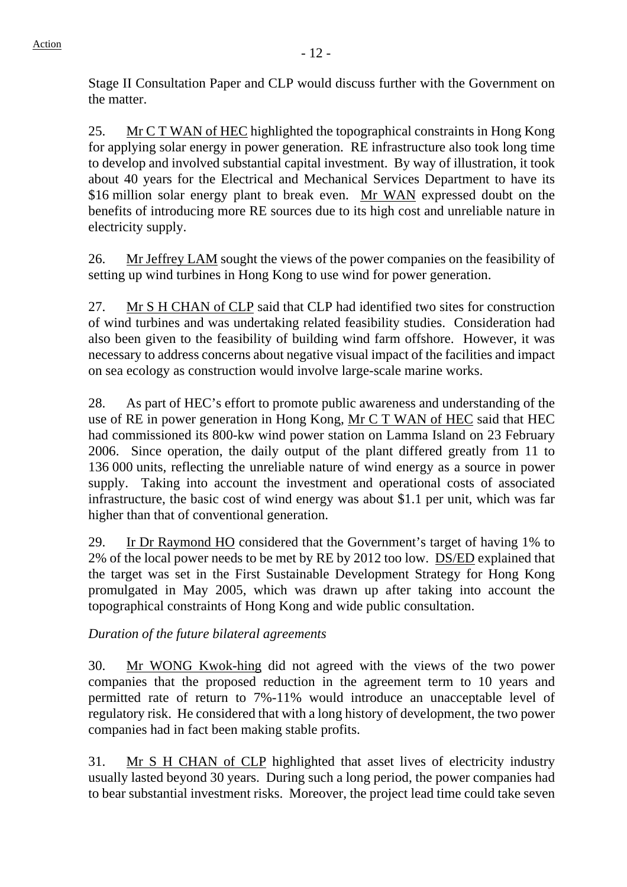Stage II Consultation Paper and CLP would discuss further with the Government on the matter.

25. Mr C T WAN of HEC highlighted the topographical constraints in Hong Kong for applying solar energy in power generation. RE infrastructure also took long time to develop and involved substantial capital investment. By way of illustration, it took about 40 years for the Electrical and Mechanical Services Department to have its $16 million solar energy plant to break even. Mr WAN expressed doubt on the benefits of introducing more RE sources due to its high cost and unreliable nature in electricity supply.

26. Mr Jeffrey LAM sought the views of the power companies on the feasibility of setting up wind turbines in Hong Kong to use wind for power generation.

27. Mr S H CHAN of CLP said that CLP had identified two sites for construction of wind turbines and was undertaking related feasibility studies. Consideration had also been given to the feasibility of building wind farm offshore. However, it was necessary to address concerns about negative visual impact of the facilities and impact on sea ecology as construction would involve large-scale marine works.

28. As part of HEC's effort to promote public awareness and understanding of the use of RE in power generation in Hong Kong, Mr C T WAN of HEC said that HEC had commissioned its 800-kw wind power station on Lamma Island on 23 February 2006. Since operation, the daily output of the plant differed greatly from 11 to 136 000 units, reflecting the unreliable nature of wind energy as a source in power supply. Taking into account the investment and operational costs of associated infrastructure, the basic cost of wind energy was about $1.1 per unit, which was far higher than that of conventional generation.

29. Ir Dr Raymond HO considered that the Government's target of having 1% to 2% of the local power needs to be met by RE by 2012 too low. DS/ED explained that the target was set in the First Sustainable Development Strategy for Hong Kong promulgated in May 2005, which was drawn up after taking into account the topographical constraints of Hong Kong and wide public consultation.

*Duration of the future bilateral agreements*

30. Mr WONG Kwok-hing did not agreed with the views of the two power companies that the proposed reduction in the agreement term to 10 years and permitted rate of return to 7%-11% would introduce an unacceptable level of regulatory risk. He considered that with a long history of development, the two power companies had in fact been making stable profits.

31. Mr S H CHAN of CLP highlighted that asset lives of electricity industry usually lasted beyond 30 years. During such a long period, the power companies had to bear substantial investment risks. Moreover, the project lead time could take seven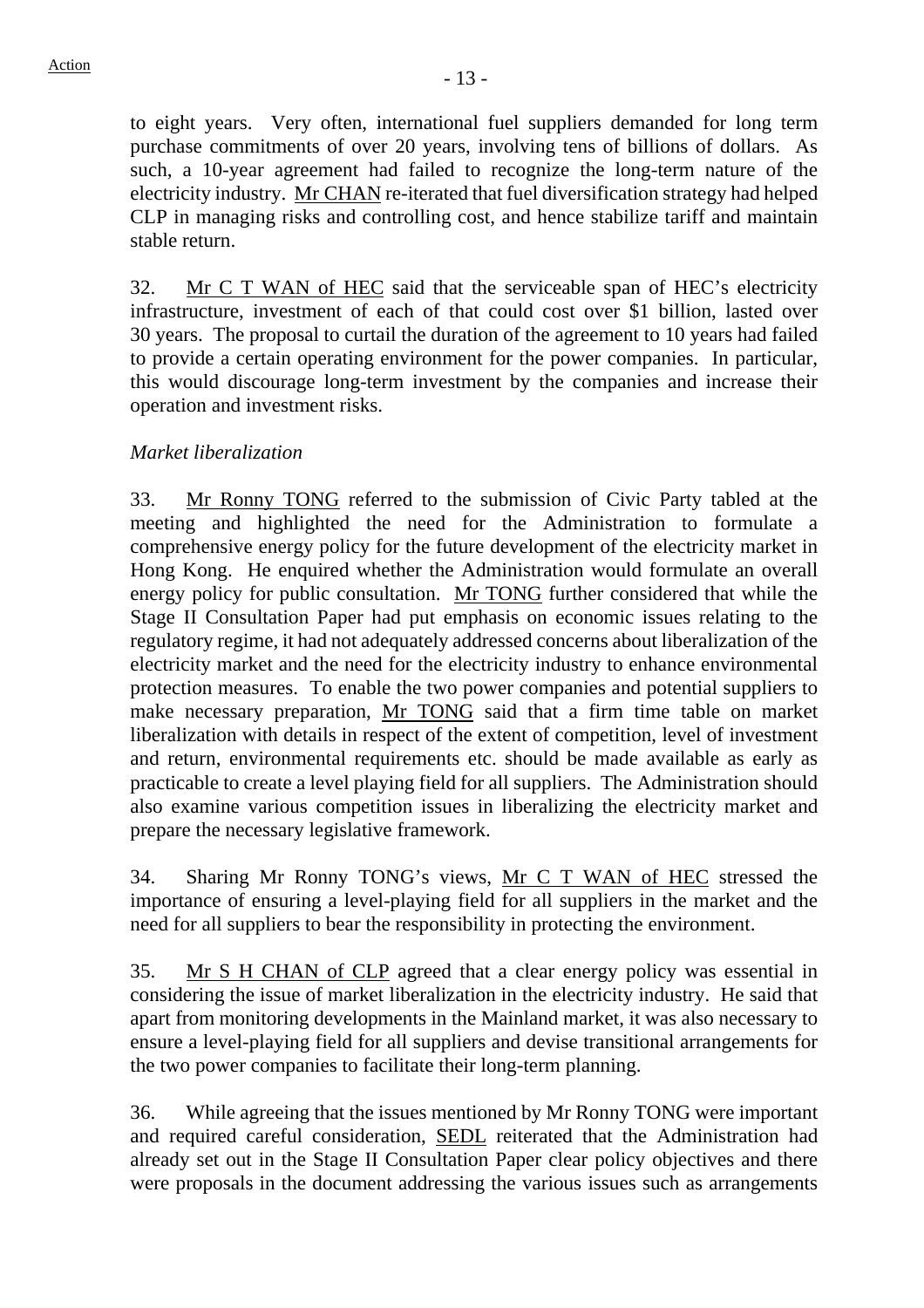to eight years. Very often, international fuel suppliers demanded for long term purchase commitments of over 20 years, involving tens of billions of dollars. As such, a 10-year agreement had failed to recognize the long-term nature of the electricity industry. Mr CHAN re-iterated that fuel diversification strategy had helped CLP in managing risks and controlling cost, and hence stabilize tariff and maintain stable return.

32. Mr C T WAN of HEC said that the serviceable span of HEC's electricity infrastructure, investment of each of that could cost over $1 billion, lasted over 30 years. The proposal to curtail the duration of the agreement to 10 years had failed to provide a certain operating environment for the power companies. In particular, this would discourage long-term investment by the companies and increase their operation and investment risks.

*Market liberalization*

33. Mr Ronny TONG referred to the submission of Civic Party tabled at the meeting and highlighted the need for the Administration to formulate a comprehensive energy policy for the future development of the electricity market in Hong Kong. He enquired whether the Administration would formulate an overall energy policy for public consultation. Mr TONG further considered that while the Stage II Consultation Paper had put emphasis on economic issues relating to the regulatory regime, it had not adequately addressed concerns about liberalization of the electricity market and the need for the electricity industry to enhance environmental protection measures. To enable the two power companies and potential suppliers to make necessary preparation, Mr TONG said that a firm time table on market liberalization with details in respect of the extent of competition, level of investment and return, environmental requirements etc. should be made available as early as practicable to create a level playing field for all suppliers. The Administration should also examine various competition issues in liberalizing the electricity market and prepare the necessary legislative framework.

34. Sharing Mr Ronny TONG's views, Mr C T WAN of HEC stressed the importance of ensuring a level-playing field for all suppliers in the market and the need for all suppliers to bear the responsibility in protecting the environment.

35. Mr S H CHAN of CLP agreed that a clear energy policy was essential in considering the issue of market liberalization in the electricity industry. He said that apart from monitoring developments in the Mainland market, it was also necessary to ensure a level-playing field for all suppliers and devise transitional arrangements for the two power companies to facilitate their long-term planning.

36. While agreeing that the issues mentioned by Mr Ronny TONG were important and required careful consideration, SEDL reiterated that the Administration had already set out in the Stage II Consultation Paper clear policy objectives and there were proposals in the document addressing the various issues such as arrangements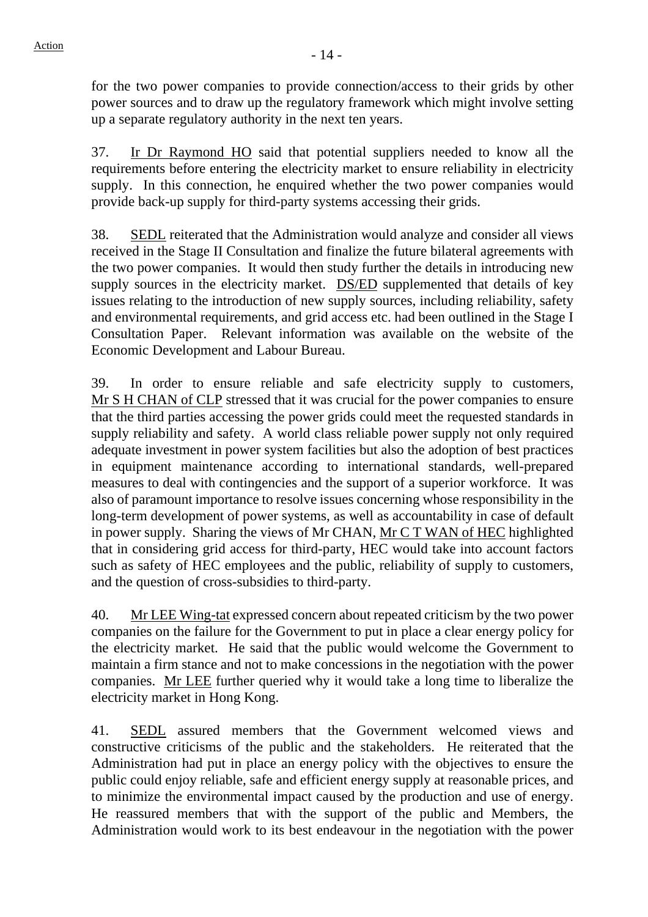for the two power companies to provide connection/access to their grids by other power sources and to draw up the regulatory framework which might involve setting up a separate regulatory authority in the next ten years.

37. Ir Dr Raymond HO said that potential suppliers needed to know all the requirements before entering the electricity market to ensure reliability in electricity supply. In this connection, he enquired whether the two power companies would provide back-up supply for third-party systems accessing their grids.

38. SEDL reiterated that the Administration would analyze and consider all views received in the Stage II Consultation and finalize the future bilateral agreements with the two power companies. It would then study further the details in introducing new supply sources in the electricity market. DS/ED supplemented that details of key issues relating to the introduction of new supply sources, including reliability, safety and environmental requirements, and grid access etc. had been outlined in the Stage I Consultation Paper. Relevant information was available on the website of the Economic Development and Labour Bureau.

39. In order to ensure reliable and safe electricity supply to customers, Mr S H CHAN of CLP stressed that it was crucial for the power companies to ensure that the third parties accessing the power grids could meet the requested standards in supply reliability and safety. A world class reliable power supply not only required adequate investment in power system facilities but also the adoption of best practices in equipment maintenance according to international standards, well-prepared measures to deal with contingencies and the support of a superior workforce. It was also of paramount importance to resolve issues concerning whose responsibility in the long-term development of power systems, as well as accountability in case of default in power supply. Sharing the views of Mr CHAN, Mr C T WAN of HEC highlighted that in considering grid access for third-party, HEC would take into account factors such as safety of HEC employees and the public, reliability of supply to customers, and the question of cross-subsidies to third-party.

40. Mr LEE Wing-tat expressed concern about repeated criticism by the two power companies on the failure for the Government to put in place a clear energy policy for the electricity market. He said that the public would welcome the Government to maintain a firm stance and not to make concessions in the negotiation with the power companies. Mr LEE further queried why it would take a long time to liberalize the electricity market in Hong Kong.

41. SEDL assured members that the Government welcomed views and constructive criticisms of the public and the stakeholders. He reiterated that the Administration had put in place an energy policy with the objectives to ensure the public could enjoy reliable, safe and efficient energy supply at reasonable prices, and to minimize the environmental impact caused by the production and use of energy. He reassured members that with the support of the public and Members, the Administration would work to its best endeavour in the negotiation with the power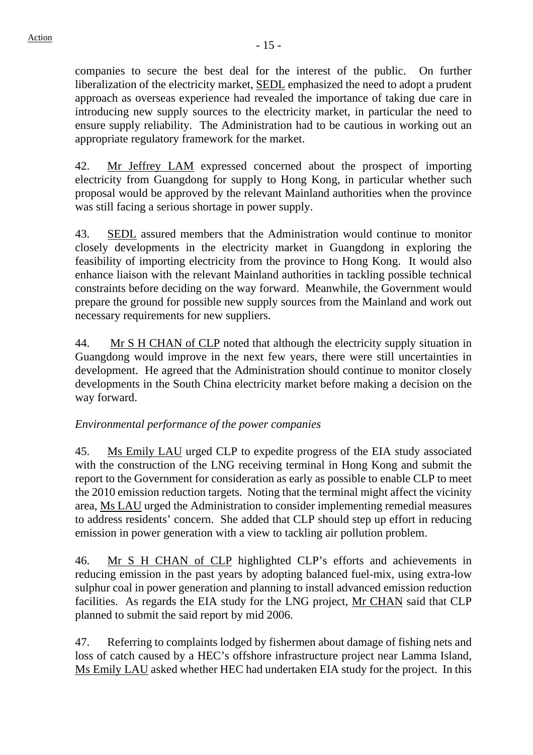companies to secure the best deal for the interest of the public. On further liberalization of the electricity market, SEDL emphasized the need to adopt a prudent approach as overseas experience had revealed the importance of taking due care in introducing new supply sources to the electricity market, in particular the need to ensure supply reliability. The Administration had to be cautious in working out an appropriate regulatory framework for the market.

42. Mr Jeffrey LAM expressed concerned about the prospect of importing electricity from Guangdong for supply to Hong Kong, in particular whether such proposal would be approved by the relevant Mainland authorities when the province was still facing a serious shortage in power supply.

43. SEDL assured members that the Administration would continue to monitor closely developments in the electricity market in Guangdong in exploring the feasibility of importing electricity from the province to Hong Kong. It would also enhance liaison with the relevant Mainland authorities in tackling possible technical constraints before deciding on the way forward. Meanwhile, the Government would prepare the ground for possible new supply sources from the Mainland and work out necessary requirements for new suppliers.

44. Mr S H CHAN of CLP noted that although the electricity supply situation in Guangdong would improve in the next few years, there were still uncertainties in development. He agreed that the Administration should continue to monitor closely developments in the South China electricity market before making a decision on the way forward.

*Environmental performance of the power companies*

45. Ms Emily LAU urged CLP to expedite progress of the EIA study associated with the construction of the LNG receiving terminal in Hong Kong and submit the report to the Government for consideration as early as possible to enable CLP to meet the 2010 emission reduction targets. Noting that the terminal might affect the vicinity area, Ms LAU urged the Administration to consider implementing remedial measures to address residents' concern. She added that CLP should step up effort in reducing emission in power generation with a view to tackling air pollution problem.

46. Mr S H CHAN of CLP highlighted CLP's efforts and achievements in reducing emission in the past years by adopting balanced fuel-mix, using extra-low sulphur coal in power generation and planning to install advanced emission reduction facilities. As regards the EIA study for the LNG project, Mr CHAN said that CLP planned to submit the said report by mid 2006.

47. Referring to complaints lodged by fishermen about damage of fishing nets and loss of catch caused by a HEC's offshore infrastructure project near Lamma Island, Ms Emily LAU asked whether HEC had undertaken EIA study for the project. In this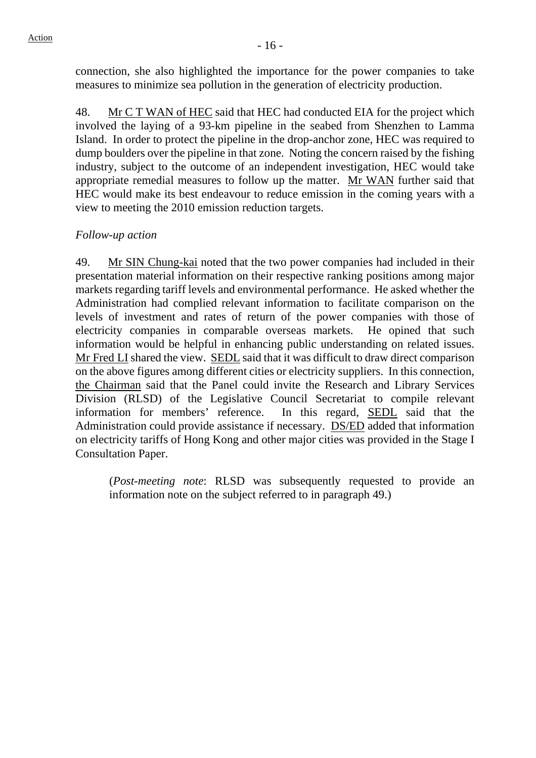connection, she also highlighted the importance for the power companies to take measures to minimize sea pollution in the generation of electricity production.

48. Mr C T WAN of HEC said that HEC had conducted EIA for the project which involved the laying of a 93-km pipeline in the seabed from Shenzhen to Lamma Island. In order to protect the pipeline in the drop-anchor zone, HEC was required to dump boulders over the pipeline in that zone. Noting the concern raised by the fishing industry, subject to the outcome of an independent investigation, HEC would take appropriate remedial measures to follow up the matter. Mr WAN further said that HEC would make its best endeavour to reduce emission in the coming years with a view to meeting the 2010 emission reduction targets.

*Follow-up action*

49. Mr SIN Chung-kai noted that the two power companies had included in their presentation material information on their respective ranking positions among major markets regarding tariff levels and environmental performance. He asked whether the Administration had complied relevant information to facilitate comparison on the levels of investment and rates of return of the power companies with those of electricity companies in comparable overseas markets. He opined that such information would be helpful in enhancing public understanding on related issues. Mr Fred LI shared the view. SEDL said that it was difficult to draw direct comparison on the above figures among different cities or electricity suppliers. In this connection, the Chairman said that the Panel could invite the Research and Library Services Division (RLSD) of the Legislative Council Secretariat to compile relevant information for members' reference. In this regard, SEDL said that the Administration could provide assistance if necessary. DS/ED added that information on electricity tariffs of Hong Kong and other major cities was provided in the Stage I Consultation Paper.

(*Post-meeting note*: RLSD was subsequently requested to provide an information note on the subject referred to in paragraph 49.)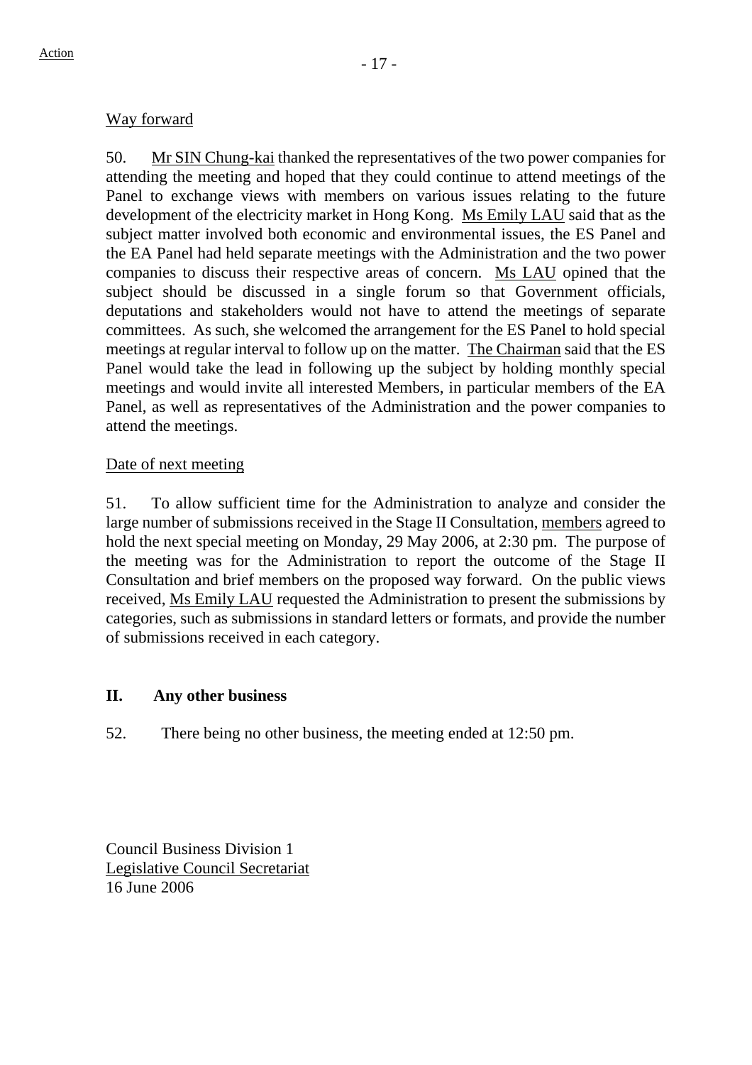Action

Way forward

50. Mr SIN Chung-kai thanked the representatives of the two power companies for attending the meeting and hoped that they could continue to attend meetings of the Panel to exchange views with members on various issues relating to the future development of the electricity market in Hong Kong. Ms Emily LAU said that as the subject matter involved both economic and environmental issues, the ES Panel and the EA Panel had held separate meetings with the Administration and the two power companies to discuss their respective areas of concern. Ms LAU opined that the subject should be discussed in a single forum so that Government officials, deputations and stakeholders would not have to attend the meetings of separate committees. As such, she welcomed the arrangement for the ES Panel to hold special meetings at regular interval to follow up on the matter. The Chairman said that the ES Panel would take the lead in following up the subject by holding monthly special meetings and would invite all interested Members, in particular members of the EA Panel, as well as representatives of the Administration and the power companies to attend the meetings.

Date of next meeting

51. To allow sufficient time for the Administration to analyze and consider the large number of submissions received in the Stage II Consultation, members agreed to hold the next special meeting on Monday, 29 May 2006, at 2:30 pm. The purpose of the meeting was for the Administration to report the outcome of the Stage II Consultation and brief members on the proposed way forward. On the public views received, Ms Emily LAU requested the Administration to present the submissions by categories, such as submissions in standard letters or formats, and provide the number of submissions received in each category.

## II. Any other business

52. There being no other business, the meeting ended at 12:50 pm.

Council Business Division 1
Legislative Council Secretariat
16 June 2006